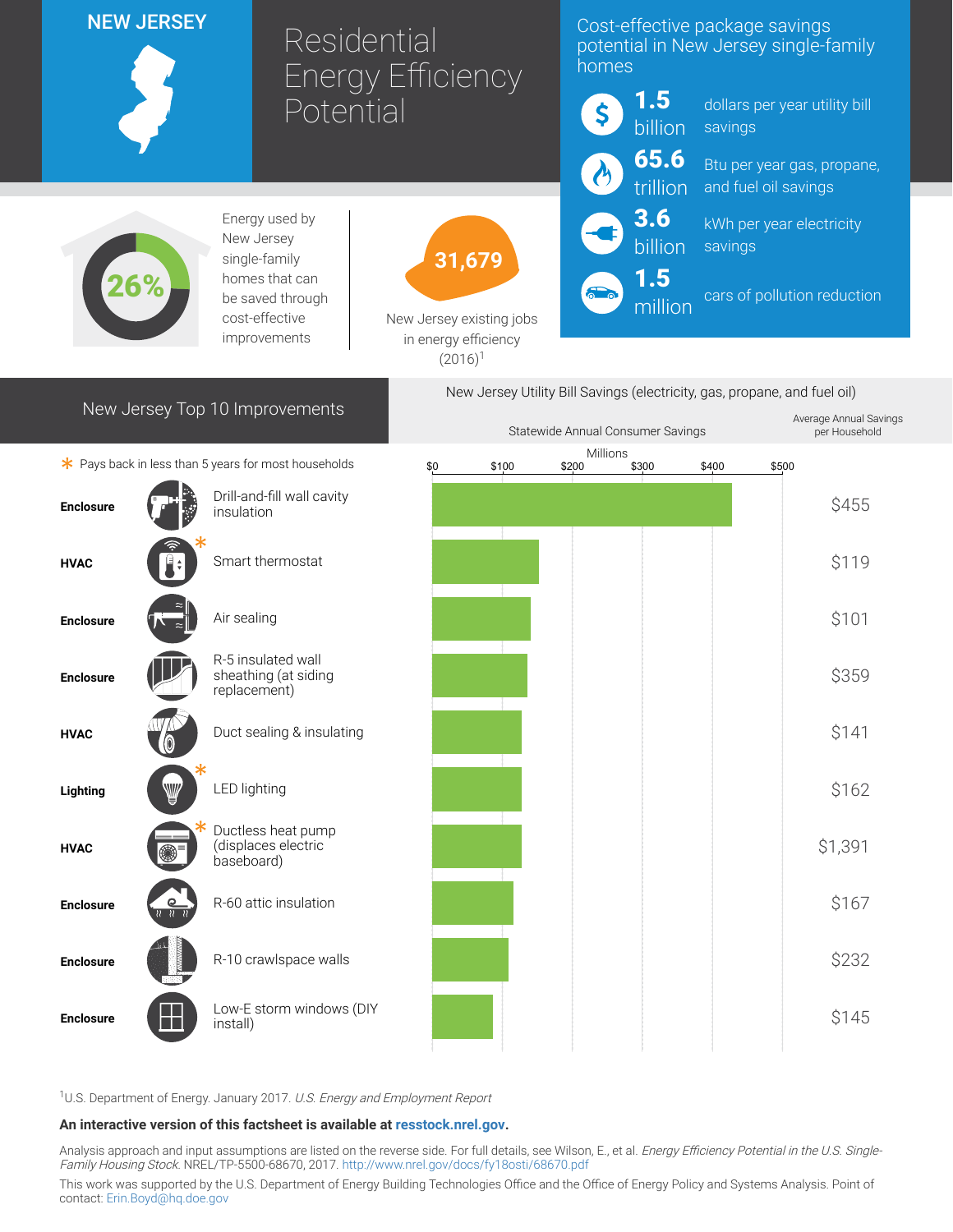# NEW JERSEY

# Residential Energy Efficiency Potential

## Cost-effective package savings potential in New Jersey single-family homes

- **1.5 billion** dollars per year utility bill savings
- **65.6 trillion** Btu per year gas, propane, and fuel oil savings
- **3.6 billion** kWh per year electricity savings
- **1.5 million** cars of pollution reduction

**26%** Energy used by New Jersey single-family homes that can be saved through cost-effective improvements

**31,679** New Jersey existing jobs in energy efficiency (2016)[1]

## New Jersey Top 10 Improvements

New Jersey Utility Bill Savings (electricity, gas, propane, and fuel oil)

\* Pays back in less than 5 years for most households

| Category | Improvement | Statewide Annual Consumer Savings (Millions) | Average Annual Savings per Household |
|---|---|---|---|
| Enclosure | Drill-and-fill wall cavity insulation | ~$430 | $455 |
| HVAC | Smart thermostat * | ~$150 | $119 |
| Enclosure | Air sealing | ~$140 | $101 |
| Enclosure | R-5 insulated wall sheathing (at siding replacement) | ~$135 | $359 |
| HVAC | Duct sealing & insulating | ~$130 | $141 |
| Lighting | LED lighting * | ~$130 | $162 |
| HVAC | Ductless heat pump (displaces electric baseboard) * | ~$130 | $1,391 |
| Enclosure | R-60 attic insulation | ~$115 | $167 |
| Enclosure | R-10 crawlspace walls | ~$110 | $232 |
| Enclosure | Low-E storm windows (DIY install) | ~$85 | $145 |

[1]U.S. Department of Energy. January 2017. *U.S. Energy and Employment Report*

**An interactive version of this factsheet is available at resstock.nrel.gov.**

Analysis approach and input assumptions are listed on the reverse side. For full details, see Wilson, E., et al. *Energy Efficiency Potential in the U.S. Single-Family Housing Stock*. NREL/TP-5500-68670, 2017. http://www.nrel.gov/docs/fy18osti/68670.pdf

This work was supported by the U.S. Department of Energy Building Technologies Office and the Office of Energy Policy and Systems Analysis. Point of contact: Erin.Boyd@hq.doe.gov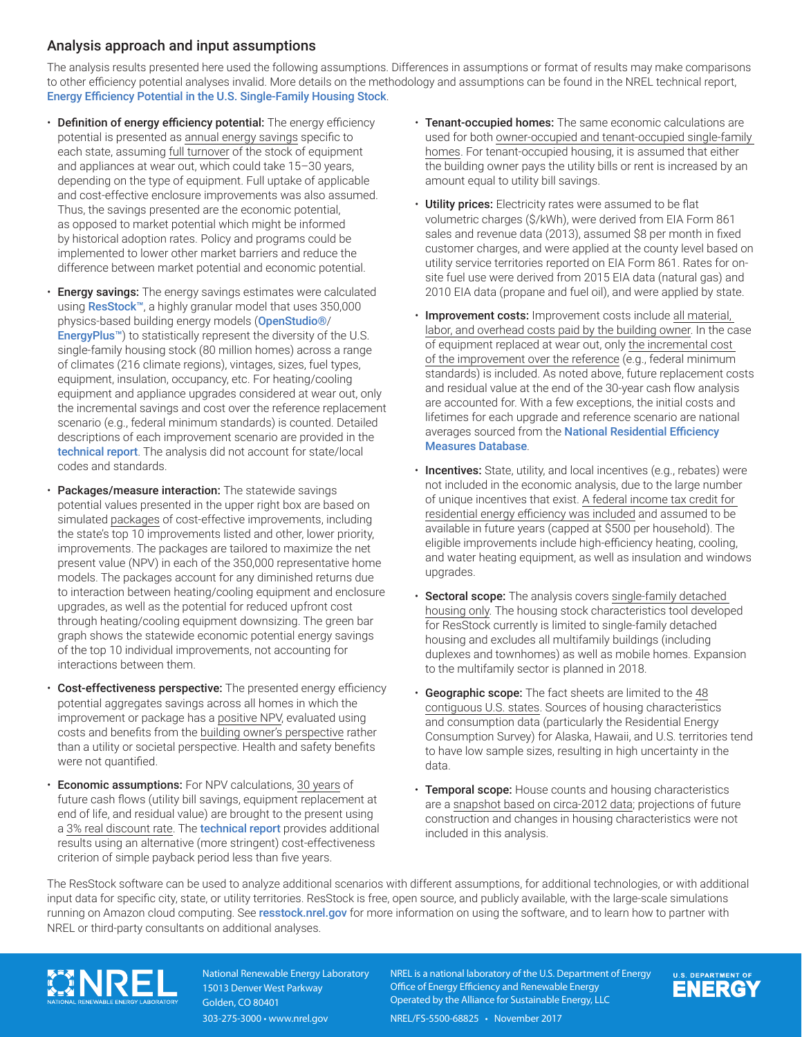## Analysis approach and input assumptions

The analysis results presented here used the following assumptions. Differences in assumptions or format of results may make comparisons to other efficiency potential analyses invalid. More details on the methodology and assumptions can be found in the NREL technical report, **Energy Efficiency Potential in the U.S. Single-Family Housing Stock**.

- **Definition of energy efficiency potential:** The energy efficiency potential is presented as annual energy savings specific to each state, assuming full turnover of the stock of equipment and appliances at wear out, which could take 15–30 years, depending on the type of equipment. Full uptake of applicable and cost-effective enclosure improvements was also assumed. Thus, the savings presented are the economic potential, as opposed to market potential which might be informed by historical adoption rates. Policy and programs could be implemented to lower other market barriers and reduce the difference between market potential and economic potential.
- **Energy savings:** The energy savings estimates were calculated using **ResStock™**, a highly granular model that uses 350,000 physics-based building energy models (**OpenStudio®**/ **EnergyPlus™**) to statistically represent the diversity of the U.S. single-family housing stock (80 million homes) across a range of climates (216 climate regions), vintages, sizes, fuel types, equipment, insulation, occupancy, etc. For heating/cooling equipment and appliance upgrades considered at wear out, only the incremental savings and cost over the reference replacement scenario (e.g., federal minimum standards) is counted. Detailed descriptions of each improvement scenario are provided in the **technical report**. The analysis did not account for state/local codes and standards.
- **Packages/measure interaction:** The statewide savings potential values presented in the upper right box are based on simulated packages of cost-effective improvements, including the state's top 10 improvements listed and other, lower priority, improvements. The packages are tailored to maximize the net present value (NPV) in each of the 350,000 representative home models. The packages account for any diminished returns due to interaction between heating/cooling equipment and enclosure upgrades, as well as the potential for reduced upfront cost through heating/cooling equipment downsizing. The green bar graph shows the statewide economic potential energy savings of the top 10 individual improvements, not accounting for interactions between them.
- **Cost-effectiveness perspective:** The presented energy efficiency potential aggregates savings across all homes in which the improvement or package has a positive NPV, evaluated using costs and benefits from the building owner's perspective rather than a utility or societal perspective. Health and safety benefits were not quantified.
- **Economic assumptions:** For NPV calculations, 30 years of future cash flows (utility bill savings, equipment replacement at end of life, and residual value) are brought to the present using a 3% real discount rate. The **technical report** provides additional results using an alternative (more stringent) cost-effectiveness criterion of simple payback period less than five years.
- **Tenant-occupied homes:** The same economic calculations are used for both owner-occupied and tenant-occupied single-family homes. For tenant-occupied housing, it is assumed that either the building owner pays the utility bills or rent is increased by an amount equal to utility bill savings.
- **Utility prices:** Electricity rates were assumed to be flat volumetric charges ($/kWh), were derived from EIA Form 861 sales and revenue data (2013), assumed $8 per month in fixed customer charges, and were applied at the county level based on utility service territories reported on EIA Form 861. Rates for on-site fuel use were derived from 2015 EIA data (natural gas) and 2010 EIA data (propane and fuel oil), and were applied by state.
- **Improvement costs:** Improvement costs include all material, labor, and overhead costs paid by the building owner. In the case of equipment replaced at wear out, only the incremental cost of the improvement over the reference (e.g., federal minimum standards) is included. As noted above, future replacement costs and residual value at the end of the 30-year cash flow analysis are accounted for. With a few exceptions, the initial costs and lifetimes for each upgrade and reference scenario are national averages sourced from the **National Residential Efficiency Measures Database**.
- **Incentives:** State, utility, and local incentives (e.g., rebates) were not included in the economic analysis, due to the large number of unique incentives that exist. A federal income tax credit for residential energy efficiency was included and assumed to be available in future years (capped at $500 per household). The eligible improvements include high-efficiency heating, cooling, and water heating equipment, as well as insulation and windows upgrades.
- **Sectoral scope:** The analysis covers single-family detached housing only. The housing stock characteristics tool developed for ResStock currently is limited to single-family detached housing and excludes all multifamily buildings (including duplexes and townhomes) as well as mobile homes. Expansion to the multifamily sector is planned in 2018.
- **Geographic scope:** The fact sheets are limited to the 48 contiguous U.S. states. Sources of housing characteristics and consumption data (particularly the Residential Energy Consumption Survey) for Alaska, Hawaii, and U.S. territories tend to have low sample sizes, resulting in high uncertainty in the data.
- **Temporal scope:** House counts and housing characteristics are a snapshot based on circa-2012 data; projections of future construction and changes in housing characteristics were not included in this analysis.

The ResStock software can be used to analyze additional scenarios with different assumptions, for additional technologies, or with additional input data for specific city, state, or utility territories. ResStock is free, open source, and publicly available, with the large-scale simulations running on Amazon cloud computing. See **resstock.nrel.gov** for more information on using the software, and to learn how to partner with NREL or third-party consultants on additional analyses.

NREL
NATIONAL RENEWABLE ENERGY LABORATORY

National Renewable Energy Laboratory
15013 Denver West Parkway
Golden, CO 80401
303-275-3000 • www.nrel.gov

NREL is a national laboratory of the U.S. Department of Energy
Office of Energy Efficiency and Renewable Energy
Operated by the Alliance for Sustainable Energy, LLC

NREL/FS-5500-68825 • November 2017

U.S. DEPARTMENT OF ENERGY